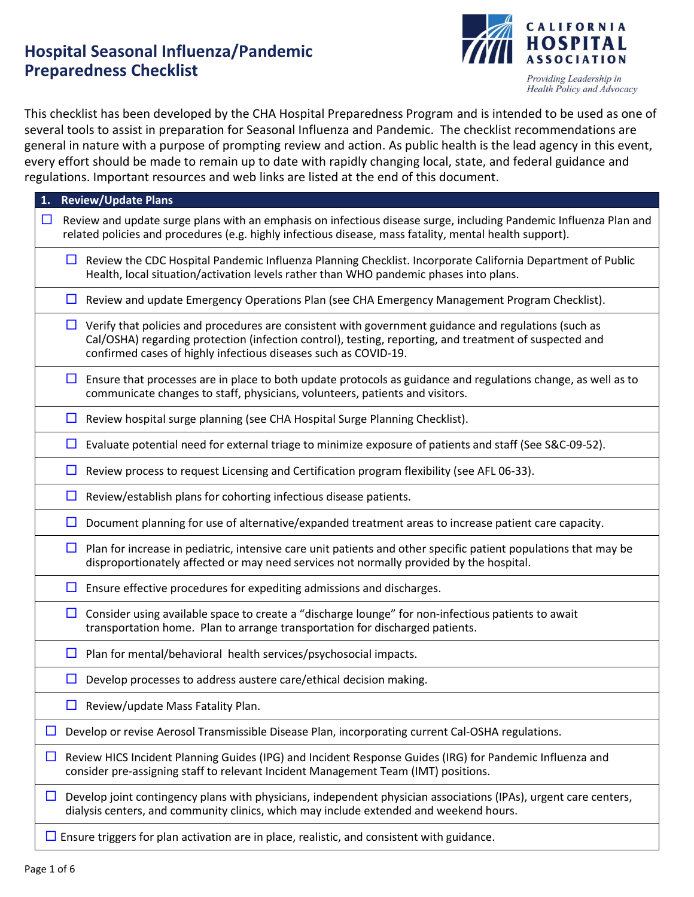# Hospital Seasonal Influenza/Pandemic Preparedness Checklist

**CALIFORNIA HOSPITAL ASSOCIATION**

*Providing Leadership in Health Policy and Advocacy*

This checklist has been developed by the CHA Hospital Preparedness Program and is intended to be used as one of several tools to assist in preparation for Seasonal Influenza and Pandemic. The checklist recommendations are general in nature with a purpose of prompting review and action. As public health is the lead agency in this event, every effort should be made to remain up to date with rapidly changing local, state, and federal guidance and regulations. Important resources and web links are listed at the end of this document.

## 1. Review/Update Plans

- ☐ Review and update surge plans with an emphasis on infectious disease surge, including Pandemic Influenza Plan and related policies and procedures (e.g. highly infectious disease, mass fatality, mental health support).
  - ☐ Review the CDC Hospital Pandemic Influenza Planning Checklist. Incorporate California Department of Public Health, local situation/activation levels rather than WHO pandemic phases into plans.
  - ☐ Review and update Emergency Operations Plan (see CHA Emergency Management Program Checklist).
  - ☐ Verify that policies and procedures are consistent with government guidance and regulations (such as Cal/OSHA) regarding protection (infection control), testing, reporting, and treatment of suspected and confirmed cases of highly infectious diseases such as COVID-19.
  - ☐ Ensure that processes are in place to both update protocols as guidance and regulations change, as well as to communicate changes to staff, physicians, volunteers, patients and visitors.
  - ☐ Review hospital surge planning (see CHA Hospital Surge Planning Checklist).
  - ☐ Evaluate potential need for external triage to minimize exposure of patients and staff (See S&C-09-52).
  - ☐ Review process to request Licensing and Certification program flexibility (see AFL 06-33).
  - ☐ Review/establish plans for cohorting infectious disease patients.
  - ☐ Document planning for use of alternative/expanded treatment areas to increase patient care capacity.
  - ☐ Plan for increase in pediatric, intensive care unit patients and other specific patient populations that may be disproportionately affected or may need services not normally provided by the hospital.
  - ☐ Ensure effective procedures for expediting admissions and discharges.
  - ☐ Consider using available space to create a "discharge lounge" for non-infectious patients to await transportation home. Plan to arrange transportation for discharged patients.
  - ☐ Plan for mental/behavioral health services/psychosocial impacts.
  - ☐ Develop processes to address austere care/ethical decision making.
  - ☐ Review/update Mass Fatality Plan.
- ☐ Develop or revise Aerosol Transmissible Disease Plan, incorporating current Cal-OSHA regulations.
- ☐ Review HICS Incident Planning Guides (IPG) and Incident Response Guides (IRG) for Pandemic Influenza and consider pre-assigning staff to relevant Incident Management Team (IMT) positions.
- ☐ Develop joint contingency plans with physicians, independent physician associations (IPAs), urgent care centers, dialysis centers, and community clinics, which may include extended and weekend hours.
- ☐ Ensure triggers for plan activation are in place, realistic, and consistent with guidance.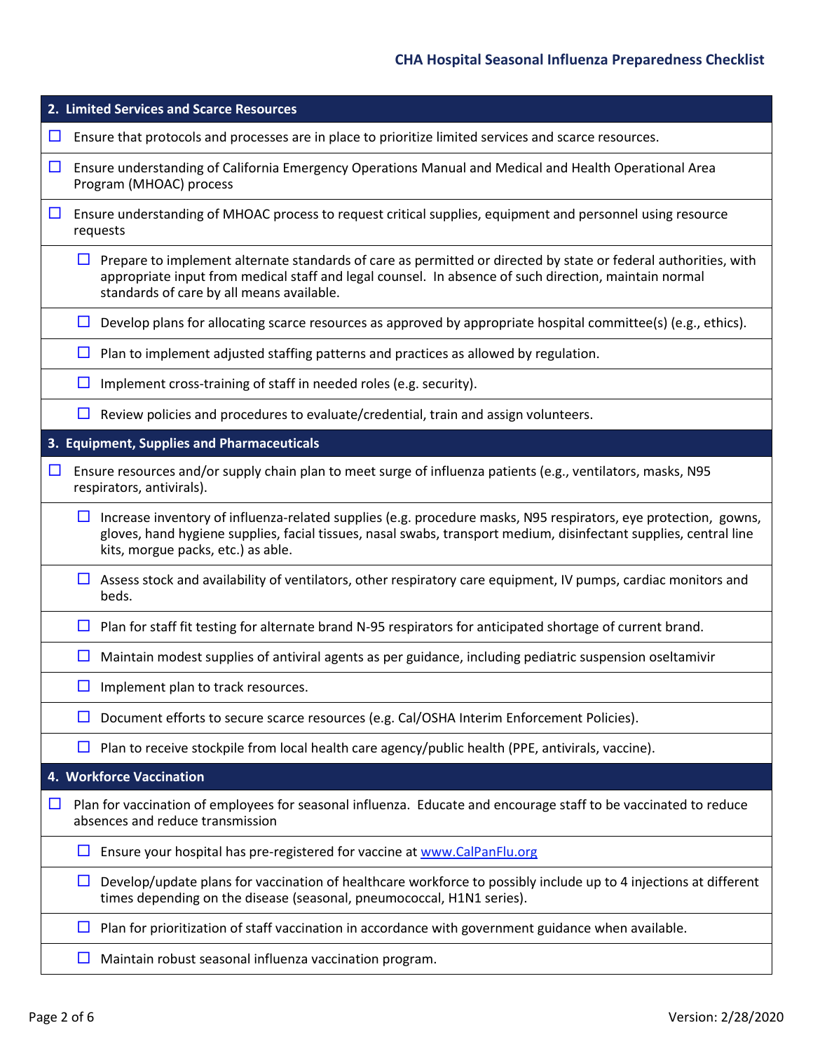## 2. Limited Services and Scarce Resources

- ☐ Ensure that protocols and processes are in place to prioritize limited services and scarce resources.
- ☐ Ensure understanding of California Emergency Operations Manual and Medical and Health Operational Area Program (MHOAC) process
- ☐ Ensure understanding of MHOAC process to request critical supplies, equipment and personnel using resource requests
  - ☐ Prepare to implement alternate standards of care as permitted or directed by state or federal authorities, with appropriate input from medical staff and legal counsel. In absence of such direction, maintain normal standards of care by all means available.
  - ☐ Develop plans for allocating scarce resources as approved by appropriate hospital committee(s) (e.g., ethics).
  - ☐ Plan to implement adjusted staffing patterns and practices as allowed by regulation.
  - ☐ Implement cross-training of staff in needed roles (e.g. security).
  - ☐ Review policies and procedures to evaluate/credential, train and assign volunteers.

## 3. Equipment, Supplies and Pharmaceuticals

- ☐ Ensure resources and/or supply chain plan to meet surge of influenza patients (e.g., ventilators, masks, N95 respirators, antivirals).
  - ☐ Increase inventory of influenza-related supplies (e.g. procedure masks, N95 respirators, eye protection, gowns, gloves, hand hygiene supplies, facial tissues, nasal swabs, transport medium, disinfectant supplies, central line kits, morgue packs, etc.) as able.
  - ☐ Assess stock and availability of ventilators, other respiratory care equipment, IV pumps, cardiac monitors and beds.
  - ☐ Plan for staff fit testing for alternate brand N-95 respirators for anticipated shortage of current brand.
  - ☐ Maintain modest supplies of antiviral agents as per guidance, including pediatric suspension oseltamivir
  - ☐ Implement plan to track resources.
  - ☐ Document efforts to secure scarce resources (e.g. Cal/OSHA Interim Enforcement Policies).
  - ☐ Plan to receive stockpile from local health care agency/public health (PPE, antivirals, vaccine).

## 4. Workforce Vaccination

- ☐ Plan for vaccination of employees for seasonal influenza. Educate and encourage staff to be vaccinated to reduce absences and reduce transmission
  - ☐ Ensure your hospital has pre-registered for vaccine at www.CalPanFlu.org
  - ☐ Develop/update plans for vaccination of healthcare workforce to possibly include up to 4 injections at different times depending on the disease (seasonal, pneumococcal, H1N1 series).
  - ☐ Plan for prioritization of staff vaccination in accordance with government guidance when available.
  - ☐ Maintain robust seasonal influenza vaccination program.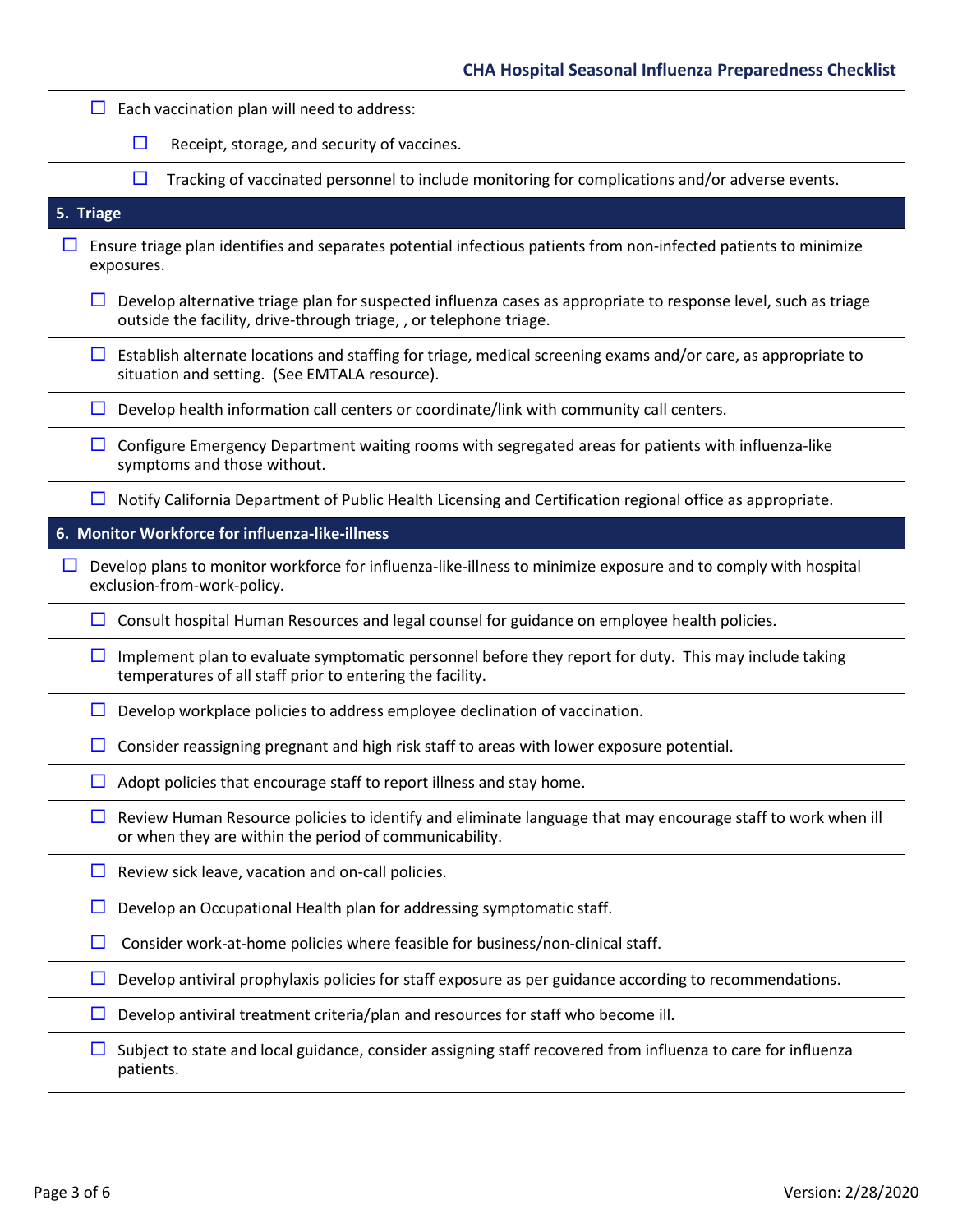- ☐ Each vaccination plan will need to address:
  - ☐ Receipt, storage, and security of vaccines.
  - ☐ Tracking of vaccinated personnel to include monitoring for complications and/or adverse events.

## 5. Triage

- ☐ Ensure triage plan identifies and separates potential infectious patients from non-infected patients to minimize exposures.
  - ☐ Develop alternative triage plan for suspected influenza cases as appropriate to response level, such as triage outside the facility, drive-through triage, , or telephone triage.
  - ☐ Establish alternate locations and staffing for triage, medical screening exams and/or care, as appropriate to situation and setting. (See EMTALA resource).
  - ☐ Develop health information call centers or coordinate/link with community call centers.
  - ☐ Configure Emergency Department waiting rooms with segregated areas for patients with influenza-like symptoms and those without.
  - ☐ Notify California Department of Public Health Licensing and Certification regional office as appropriate.

## 6. Monitor Workforce for influenza-like-illness

- ☐ Develop plans to monitor workforce for influenza-like-illness to minimize exposure and to comply with hospital exclusion-from-work-policy.
  - ☐ Consult hospital Human Resources and legal counsel for guidance on employee health policies.
  - ☐ Implement plan to evaluate symptomatic personnel before they report for duty. This may include taking temperatures of all staff prior to entering the facility.
  - ☐ Develop workplace policies to address employee declination of vaccination.
  - ☐ Consider reassigning pregnant and high risk staff to areas with lower exposure potential.
  - ☐ Adopt policies that encourage staff to report illness and stay home.
  - ☐ Review Human Resource policies to identify and eliminate language that may encourage staff to work when ill or when they are within the period of communicability.
  - ☐ Review sick leave, vacation and on-call policies.
  - ☐ Develop an Occupational Health plan for addressing symptomatic staff.
  - ☐ Consider work-at-home policies where feasible for business/non-clinical staff.
  - ☐ Develop antiviral prophylaxis policies for staff exposure as per guidance according to recommendations.
  - ☐ Develop antiviral treatment criteria/plan and resources for staff who become ill.
  - ☐ Subject to state and local guidance, consider assigning staff recovered from influenza to care for influenza patients.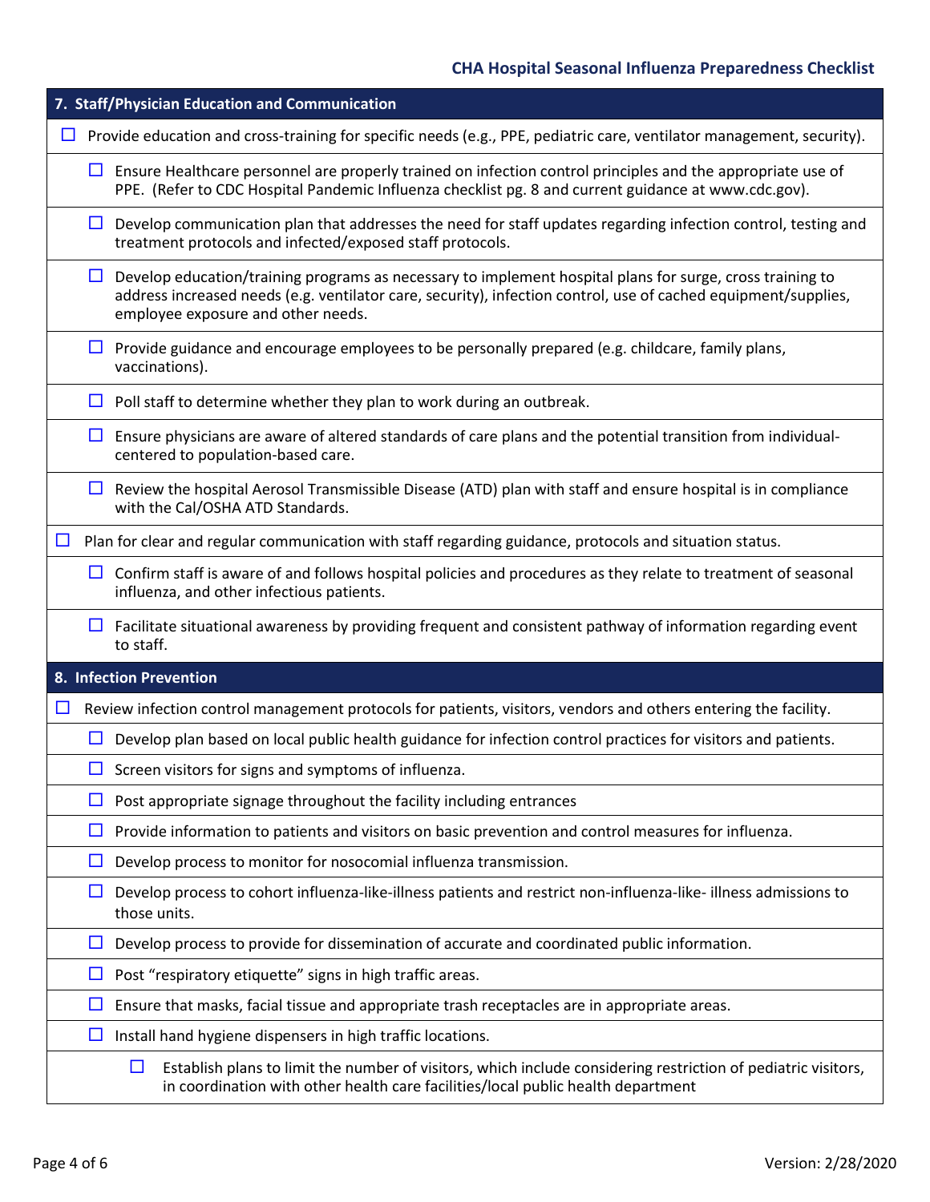## 7. Staff/Physician Education and Communication

- ☐ Provide education and cross-training for specific needs (e.g., PPE, pediatric care, ventilator management, security).
  - ☐ Ensure Healthcare personnel are properly trained on infection control principles and the appropriate use of PPE. (Refer to CDC Hospital Pandemic Influenza checklist pg. 8 and current guidance at www.cdc.gov).
  - ☐ Develop communication plan that addresses the need for staff updates regarding infection control, testing and treatment protocols and infected/exposed staff protocols.
  - ☐ Develop education/training programs as necessary to implement hospital plans for surge, cross training to address increased needs (e.g. ventilator care, security), infection control, use of cached equipment/supplies, employee exposure and other needs.
  - ☐ Provide guidance and encourage employees to be personally prepared (e.g. childcare, family plans, vaccinations).
  - ☐ Poll staff to determine whether they plan to work during an outbreak.
  - ☐ Ensure physicians are aware of altered standards of care plans and the potential transition from individual-centered to population-based care.
  - ☐ Review the hospital Aerosol Transmissible Disease (ATD) plan with staff and ensure hospital is in compliance with the Cal/OSHA ATD Standards.
- ☐ Plan for clear and regular communication with staff regarding guidance, protocols and situation status.
  - ☐ Confirm staff is aware of and follows hospital policies and procedures as they relate to treatment of seasonal influenza, and other infectious patients.
  - ☐ Facilitate situational awareness by providing frequent and consistent pathway of information regarding event to staff.

## 8. Infection Prevention

- ☐ Review infection control management protocols for patients, visitors, vendors and others entering the facility.
  - ☐ Develop plan based on local public health guidance for infection control practices for visitors and patients.
  - ☐ Screen visitors for signs and symptoms of influenza.
  - ☐ Post appropriate signage throughout the facility including entrances
  - ☐ Provide information to patients and visitors on basic prevention and control measures for influenza.
  - ☐ Develop process to monitor for nosocomial influenza transmission.
  - ☐ Develop process to cohort influenza-like-illness patients and restrict non-influenza-like- illness admissions to those units.
  - ☐ Develop process to provide for dissemination of accurate and coordinated public information.
  - ☐ Post "respiratory etiquette" signs in high traffic areas.
  - ☐ Ensure that masks, facial tissue and appropriate trash receptacles are in appropriate areas.
  - ☐ Install hand hygiene dispensers in high traffic locations.
    - ☐ Establish plans to limit the number of visitors, which include considering restriction of pediatric visitors, in coordination with other health care facilities/local public health department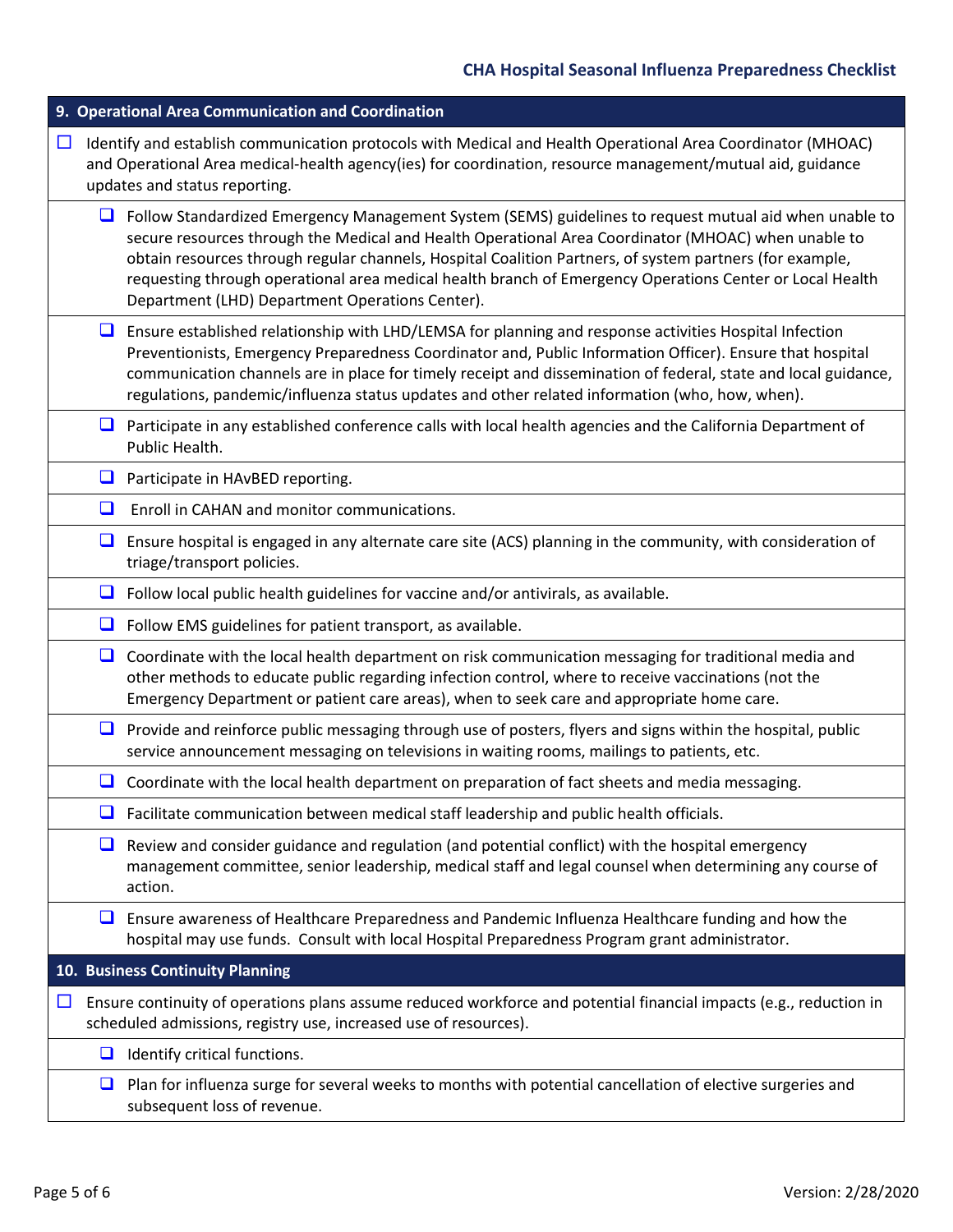## 9. Operational Area Communication and Coordination

- ☐ Identify and establish communication protocols with Medical and Health Operational Area Coordinator (MHOAC) and Operational Area medical-health agency(ies) for coordination, resource management/mutual aid, guidance updates and status reporting.
  - ☐ Follow Standardized Emergency Management System (SEMS) guidelines to request mutual aid when unable to secure resources through the Medical and Health Operational Area Coordinator (MHOAC) when unable to obtain resources through regular channels, Hospital Coalition Partners, of system partners (for example, requesting through operational area medical health branch of Emergency Operations Center or Local Health Department (LHD) Department Operations Center).
  - ☐ Ensure established relationship with LHD/LEMSA for planning and response activities Hospital Infection Preventionists, Emergency Preparedness Coordinator and, Public Information Officer). Ensure that hospital communication channels are in place for timely receipt and dissemination of federal, state and local guidance, regulations, pandemic/influenza status updates and other related information (who, how, when).
  - ☐ Participate in any established conference calls with local health agencies and the California Department of Public Health.
  - ☐ Participate in HAvBED reporting.
  - ☐ Enroll in CAHAN and monitor communications.
  - ☐ Ensure hospital is engaged in any alternate care site (ACS) planning in the community, with consideration of triage/transport policies.
  - ☐ Follow local public health guidelines for vaccine and/or antivirals, as available.
  - ☐ Follow EMS guidelines for patient transport, as available.
  - ☐ Coordinate with the local health department on risk communication messaging for traditional media and other methods to educate public regarding infection control, where to receive vaccinations (not the Emergency Department or patient care areas), when to seek care and appropriate home care.
  - ☐ Provide and reinforce public messaging through use of posters, flyers and signs within the hospital, public service announcement messaging on televisions in waiting rooms, mailings to patients, etc.
  - ☐ Coordinate with the local health department on preparation of fact sheets and media messaging.
  - ☐ Facilitate communication between medical staff leadership and public health officials.
  - ☐ Review and consider guidance and regulation (and potential conflict) with the hospital emergency management committee, senior leadership, medical staff and legal counsel when determining any course of action.
  - ☐ Ensure awareness of Healthcare Preparedness and Pandemic Influenza Healthcare funding and how the hospital may use funds. Consult with local Hospital Preparedness Program grant administrator.

## 10. Business Continuity Planning

- ☐ Ensure continuity of operations plans assume reduced workforce and potential financial impacts (e.g., reduction in scheduled admissions, registry use, increased use of resources).
  - ☐ Identify critical functions.
  - ☐ Plan for influenza surge for several weeks to months with potential cancellation of elective surgeries and subsequent loss of revenue.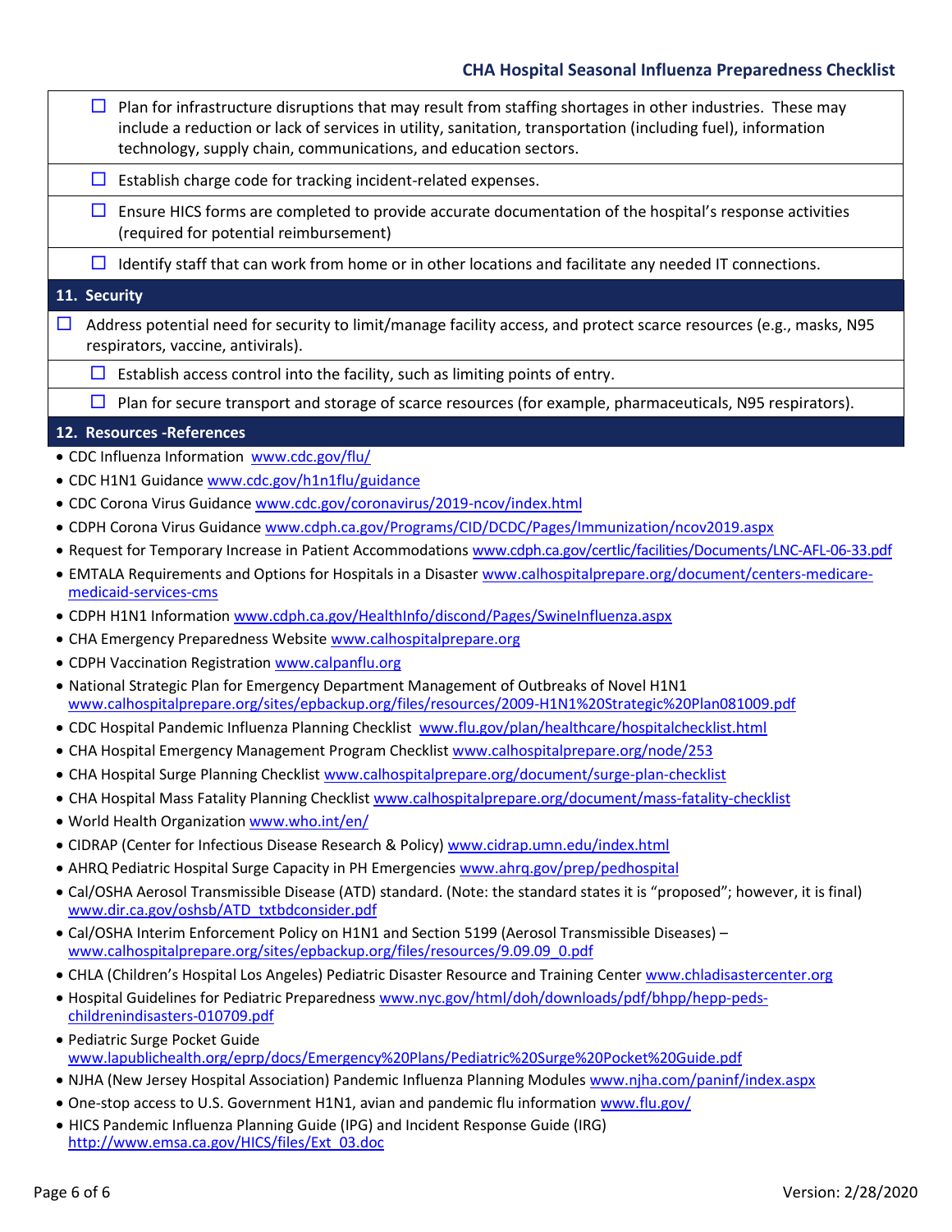- ☐ Plan for infrastructure disruptions that may result from staffing shortages in other industries. These may include a reduction or lack of services in utility, sanitation, transportation (including fuel), information technology, supply chain, communications, and education sectors.
- ☐ Establish charge code for tracking incident-related expenses.
- ☐ Ensure HICS forms are completed to provide accurate documentation of the hospital's response activities (required for potential reimbursement)
- ☐ Identify staff that can work from home or in other locations and facilitate any needed IT connections.

## 11. Security

- ☐ Address potential need for security to limit/manage facility access, and protect scarce resources (e.g., masks, N95 respirators, vaccine, antivirals).
  - ☐ Establish access control into the facility, such as limiting points of entry.
  - ☐ Plan for secure transport and storage of scarce resources (for example, pharmaceuticals, N95 respirators).

## 12. Resources -References

- CDC Influenza Information www.cdc.gov/flu/
- CDC H1N1 Guidance www.cdc.gov/h1n1flu/guidance
- CDC Corona Virus Guidance www.cdc.gov/coronavirus/2019-ncov/index.html
- CDPH Corona Virus Guidance www.cdph.ca.gov/Programs/CID/DCDC/Pages/Immunization/ncov2019.aspx
- Request for Temporary Increase in Patient Accommodations www.cdph.ca.gov/certlic/facilities/Documents/LNC-AFL-06-33.pdf
- EMTALA Requirements and Options for Hospitals in a Disaster www.calhospitalprepare.org/document/centers-medicare-medicaid-services-cms
- CDPH H1N1 Information www.cdph.ca.gov/HealthInfo/discond/Pages/SwineInfluenza.aspx
- CHA Emergency Preparedness Website www.calhospitalprepare.org
- CDPH Vaccination Registration www.calpanflu.org
- National Strategic Plan for Emergency Department Management of Outbreaks of Novel H1N1 www.calhospitalprepare.org/sites/epbackup.org/files/resources/2009-H1N1%20Strategic%20Plan081009.pdf
- CDC Hospital Pandemic Influenza Planning Checklist www.flu.gov/plan/healthcare/hospitalchecklist.html
- CHA Hospital Emergency Management Program Checklist www.calhospitalprepare.org/node/253
- CHA Hospital Surge Planning Checklist www.calhospitalprepare.org/document/surge-plan-checklist
- CHA Hospital Mass Fatality Planning Checklist www.calhospitalprepare.org/document/mass-fatality-checklist
- World Health Organization www.who.int/en/
- CIDRAP (Center for Infectious Disease Research & Policy) www.cidrap.umn.edu/index.html
- AHRQ Pediatric Hospital Surge Capacity in PH Emergencies www.ahrq.gov/prep/pedhospital
- Cal/OSHA Aerosol Transmissible Disease (ATD) standard. (Note: the standard states it is "proposed"; however, it is final) www.dir.ca.gov/oshsb/ATD_txtbdconsider.pdf
- Cal/OSHA Interim Enforcement Policy on H1N1 and Section 5199 (Aerosol Transmissible Diseases) – www.calhospitalprepare.org/sites/epbackup.org/files/resources/9.09.09_0.pdf
- CHLA (Children's Hospital Los Angeles) Pediatric Disaster Resource and Training Center www.chladisastercenter.org
- Hospital Guidelines for Pediatric Preparedness www.nyc.gov/html/doh/downloads/pdf/bhpp/hepp-peds-childrenindisasters-010709.pdf
- Pediatric Surge Pocket Guide www.lapublichealth.org/eprp/docs/Emergency%20Plans/Pediatric%20Surge%20Pocket%20Guide.pdf
- NJHA (New Jersey Hospital Association) Pandemic Influenza Planning Modules www.njha.com/paninf/index.aspx
- One-stop access to U.S. Government H1N1, avian and pandemic flu information www.flu.gov/
- HICS Pandemic Influenza Planning Guide (IPG) and Incident Response Guide (IRG) http://www.emsa.ca.gov/HICS/files/Ext_03.doc